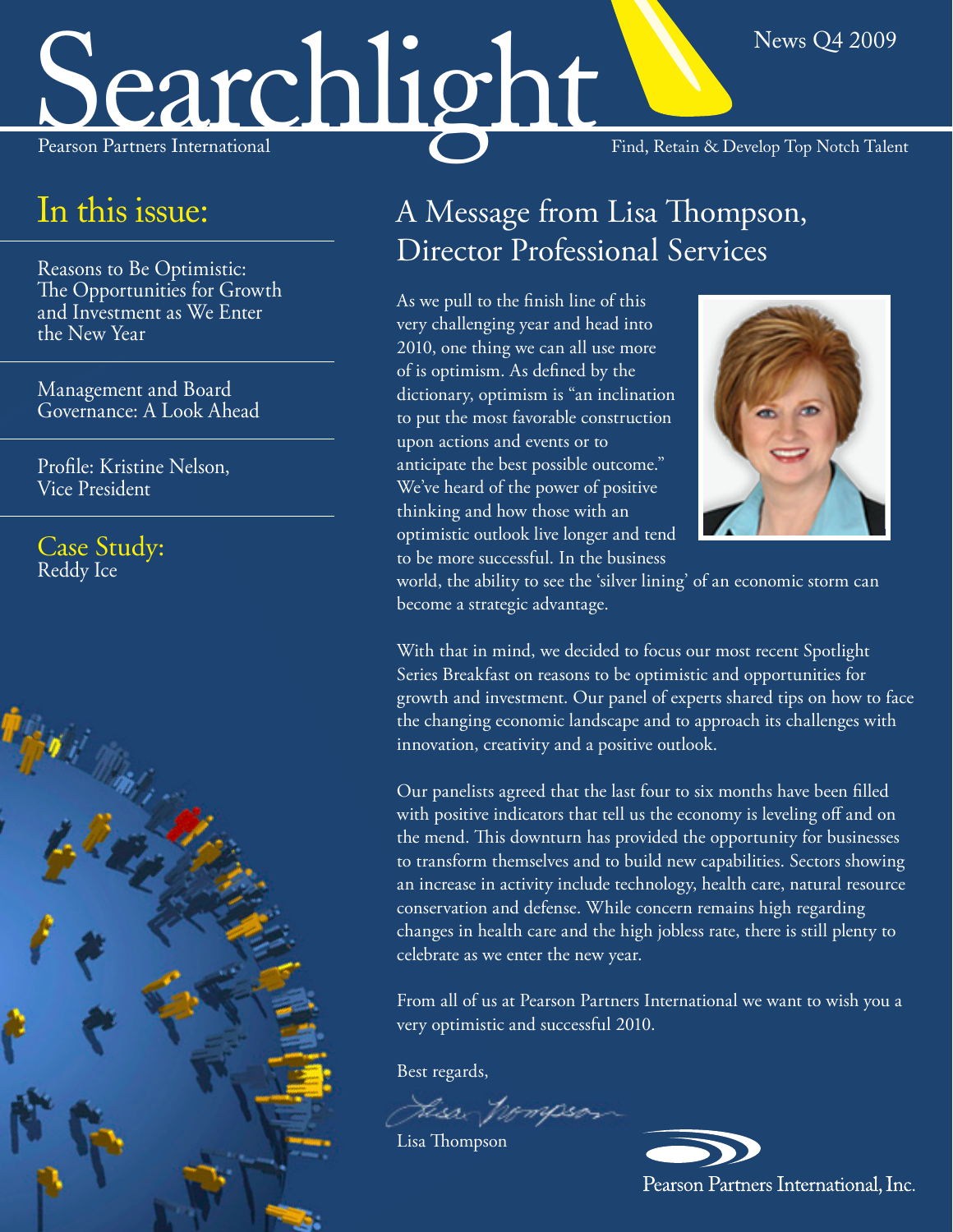# Searchlight

Pearson Partners International

News Q4 2009

Find, Retain & Develop Top Notch Talent

## In this issue:

Reasons to Be Optimistic: The Opportunities for Growth and Investment as We Enter the New Year

Management and Board Governance: A Look Ahead

Profile: Kristine Nelson, Vice President

Case Study: Reddy Ice

## A Message from Lisa Thompson, Director Professional Services

As we pull to the finish line of this very challenging year and head into 2010, one thing we can all use more of is optimism. As defined by the dictionary, optimism is "an inclination to put the most favorable construction upon actions and events or to anticipate the best possible outcome." We've heard of the power of positive thinking and how those with an optimistic outlook live longer and tend to be more successful. In the business world, the ability to see the 'silver lining' of an economic storm can become a strategic advantage.

With that in mind, we decided to focus our most recent Spotlight Series Breakfast on reasons to be optimistic and opportunities for growth and investment. Our panel of experts shared tips on how to face the changing economic landscape and to approach its challenges with innovation, creativity and a positive outlook.

Our panelists agreed that the last four to six months have been filled with positive indicators that tell us the economy is leveling off and on the mend. This downturn has provided the opportunity for businesses to transform themselves and to build new capabilities. Sectors showing an increase in activity include technology, health care, natural resource conservation and defense. While concern remains high regarding changes in health care and the high jobless rate, there is still plenty to celebrate as we enter the new year.

From all of us at Pearson Partners International we want to wish you a very optimistic and successful 2010.

Best regards,

Lisa Thompson

Pearson Partners International, Inc.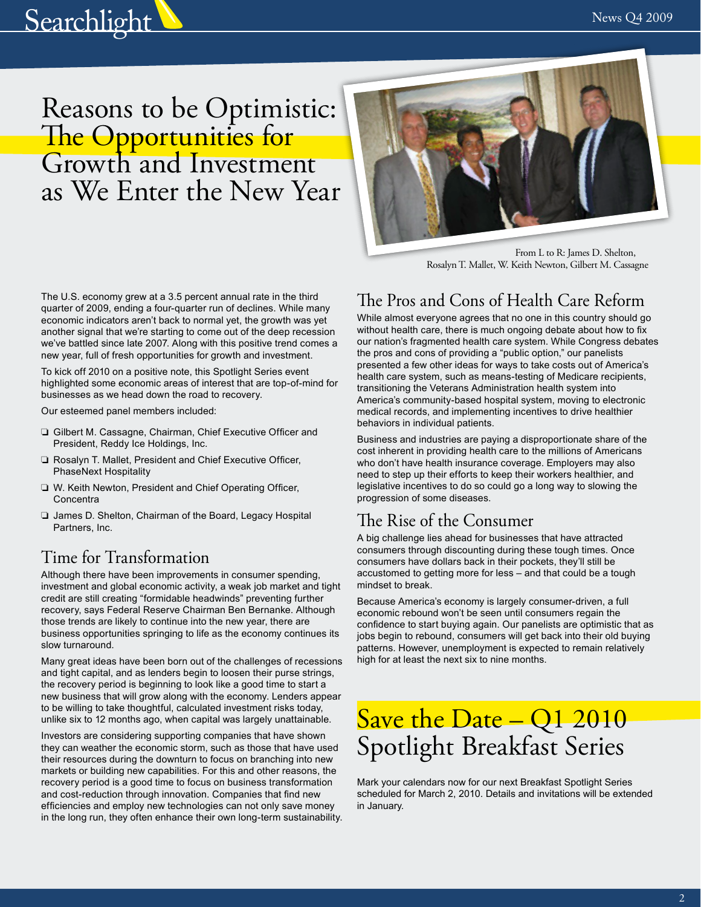# Reasons to be Optimistic: The Opportunities for Growth and Investment as We Enter the New Year

From L to R: James D. Shelton, Rosalyn T. Mallet, W. Keith Newton, Gilbert M. Cassagne

The U.S. economy grew at a 3.5 percent annual rate in the third quarter of 2009, ending a four-quarter run of declines. While many economic indicators aren't back to normal yet, the growth was yet another signal that we're starting to come out of the deep recession we've battled since late 2007. Along with this positive trend comes a new year, full of fresh opportunities for growth and investment.

To kick off 2010 on a positive note, this Spotlight Series event highlighted some economic areas of interest that are top-of-mind for businesses as we head down the road to recovery.

Our esteemed panel members included:

- Gilbert M. Cassagne, Chairman, Chief Executive Officer and President, Reddy Ice Holdings, Inc.
- Rosalyn T. Mallet, President and Chief Executive Officer, PhaseNext Hospitality
- W. Keith Newton, President and Chief Operating Officer, Concentra
- James D. Shelton, Chairman of the Board, Legacy Hospital Partners, Inc.

## Time for Transformation

Although there have been improvements in consumer spending, investment and global economic activity, a weak job market and tight credit are still creating "formidable headwinds" preventing further recovery, says Federal Reserve Chairman Ben Bernanke. Although those trends are likely to continue into the new year, there are business opportunities springing to life as the economy continues its slow turnaround.

Many great ideas have been born out of the challenges of recessions and tight capital, and as lenders begin to loosen their purse strings, the recovery period is beginning to look like a good time to start a new business that will grow along with the economy. Lenders appear to be willing to take thoughtful, calculated investment risks today, unlike six to 12 months ago, when capital was largely unattainable.

Investors are considering supporting companies that have shown they can weather the economic storm, such as those that have used their resources during the downturn to focus on branching into new markets or building new capabilities. For this and other reasons, the recovery period is a good time to focus on business transformation and cost-reduction through innovation. Companies that find new efficiencies and employ new technologies can not only save money in the long run, they often enhance their own long-term sustainability.

## The Pros and Cons of Health Care Reform

While almost everyone agrees that no one in this country should go without health care, there is much ongoing debate about how to fix our nation's fragmented health care system. While Congress debates the pros and cons of providing a "public option," our panelists presented a few other ideas for ways to take costs out of America's health care system, such as means-testing of Medicare recipients, transitioning the Veterans Administration health system into America's community-based hospital system, moving to electronic medical records, and implementing incentives to drive healthier behaviors in individual patients.

Business and industries are paying a disproportionate share of the cost inherent in providing health care to the millions of Americans who don't have health insurance coverage. Employers may also need to step up their efforts to keep their workers healthier, and legislative incentives to do so could go a long way to slowing the progression of some diseases.

## The Rise of the Consumer

A big challenge lies ahead for businesses that have attracted consumers through discounting during these tough times. Once consumers have dollars back in their pockets, they'll still be accustomed to getting more for less – and that could be a tough mindset to break.

Because America's economy is largely consumer-driven, a full economic rebound won't be seen until consumers regain the confidence to start buying again. Our panelists are optimistic that as jobs begin to rebound, consumers will get back into their old buying patterns. However, unemployment is expected to remain relatively high for at least the next six to nine months.

# Save the Date – Q1 2010 Spotlight Breakfast Series

Mark your calendars now for our next Breakfast Spotlight Series scheduled for March 2, 2010. Details and invitations will be extended in January.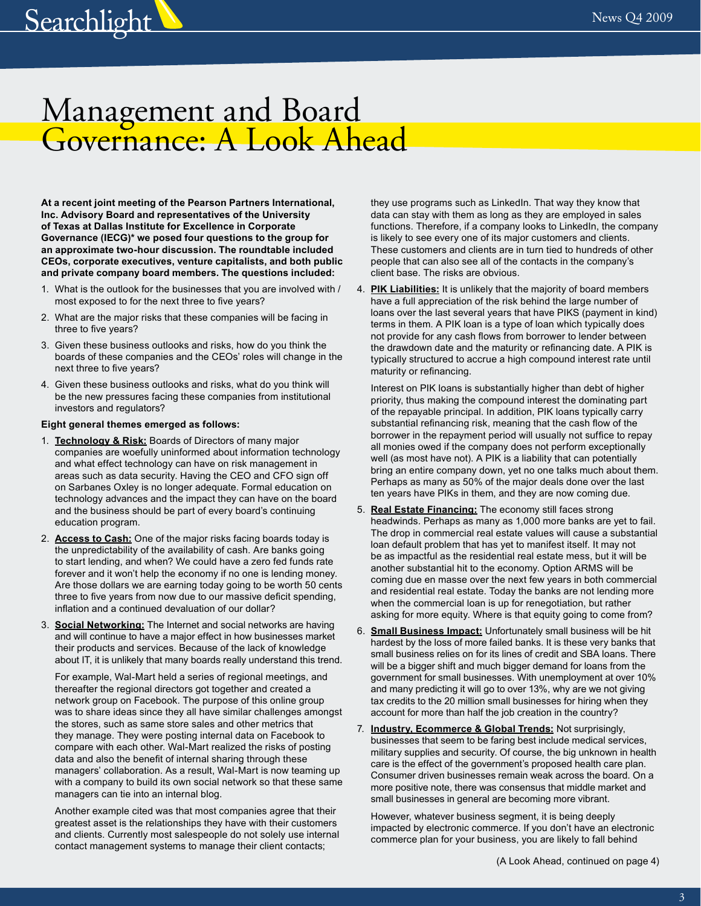# Management and Board Governance: A Look Ahead

**At a recent joint meeting of the Pearson Partners International, Inc. Advisory Board and representatives of the University of Texas at Dallas Institute for Excellence in Corporate Governance (IECG)* we posed four questions to the group for an approximate two-hour discussion. The roundtable included CEOs, corporate executives, venture capitalists, and both public and private company board members. The questions included:**

1. What is the outlook for the businesses that you are involved with / most exposed to for the next three to five years?
2. What are the major risks that these companies will be facing in three to five years?
3. Given these business outlooks and risks, how do you think the boards of these companies and the CEOs' roles will change in the next three to five years?
4. Given these business outlooks and risks, what do you think will be the new pressures facing these companies from institutional investors and regulators?

**Eight general themes emerged as follows:**

1. **Technology & Risk:** Boards of Directors of many major companies are woefully uninformed about information technology and what effect technology can have on risk management in areas such as data security. Having the CEO and CFO sign off on Sarbanes Oxley is no longer adequate. Formal education on technology advances and the impact they can have on the board and the business should be part of every board's continuing education program.
2. **Access to Cash:** One of the major risks facing boards today is the unpredictability of the availability of cash. Are banks going to start lending, and when? We could have a zero fed funds rate forever and it won't help the economy if no one is lending money. Are those dollars we are earning today going to be worth 50 cents three to five years from now due to our massive deficit spending, inflation and a continued devaluation of our dollar?
3. **Social Networking:** The Internet and social networks are having and will continue to have a major effect in how businesses market their products and services. Because of the lack of knowledge about IT, it is unlikely that many boards really understand this trend.

   For example, Wal-Mart held a series of regional meetings, and thereafter the regional directors got together and created a network group on Facebook. The purpose of this online group was to share ideas since they all have similar challenges amongst the stores, such as same store sales and other metrics that they manage. They were posting internal data on Facebook to compare with each other. Wal-Mart realized the risks of posting data and also the benefit of internal sharing through these managers' collaboration. As a result, Wal-Mart is now teaming up with a company to build its own social network so that these same managers can tie into an internal blog.

   Another example cited was that most companies agree that their greatest asset is the relationships they have with their customers and clients. Currently most salespeople do not solely use internal contact management systems to manage their client contacts; they use programs such as LinkedIn. That way they know that data can stay with them as long as they are employed in sales functions. Therefore, if a company looks to LinkedIn, the company is likely to see every one of its major customers and clients. These customers and clients are in turn tied to hundreds of other people that can also see all of the contacts in the company's client base. The risks are obvious.
4. **PIK Liabilities:** It is unlikely that the majority of board members have a full appreciation of the risk behind the large number of loans over the last several years that have PIKS (payment in kind) terms in them. A PIK loan is a type of loan which typically does not provide for any cash flows from borrower to lender between the drawdown date and the maturity or refinancing date. A PIK is typically structured to accrue a high compound interest rate until maturity or refinancing.

   Interest on PIK loans is substantially higher than debt of higher priority, thus making the compound interest the dominating part of the repayable principal. In addition, PIK loans typically carry substantial refinancing risk, meaning that the cash flow of the borrower in the repayment period will usually not suffice to repay all monies owed if the company does not perform exceptionally well (as most have not). A PIK is a liability that can potentially bring an entire company down, yet no one talks much about them. Perhaps as many as 50% of the major deals done over the last ten years have PIKs in them, and they are now coming due.
5. **Real Estate Financing:** The economy still faces strong headwinds. Perhaps as many as 1,000 more banks are yet to fail. The drop in commercial real estate values will cause a substantial loan default problem that has yet to manifest itself. It may not be as impactful as the residential real estate mess, but it will be another substantial hit to the economy. Option ARMS will be coming due en masse over the next few years in both commercial and residential real estate. Today the banks are not lending more when the commercial loan is up for renegotiation, but rather asking for more equity. Where is that equity going to come from?
6. **Small Business Impact:** Unfortunately small business will be hit hardest by the loss of more failed banks. It is these very banks that small business relies on for its lines of credit and SBA loans. There will be a bigger shift and much bigger demand for loans from the government for small businesses. With unemployment at over 10% and many predicting it will go to over 13%, why are we not giving tax credits to the 20 million small businesses for hiring when they account for more than half the job creation in the country?
7. **Industry, Ecommerce & Global Trends:** Not surprisingly, businesses that seem to be faring best include medical services, military supplies and security. Of course, the big unknown in health care is the effect of the government's proposed health care plan. Consumer driven businesses remain weak across the board. On a more positive note, there was consensus that middle market and small businesses in general are becoming more vibrant.

   However, whatever business segment, it is being deeply impacted by electronic commerce. If you don't have an electronic commerce plan for your business, you are likely to fall behind

(A Look Ahead, continued on page 4)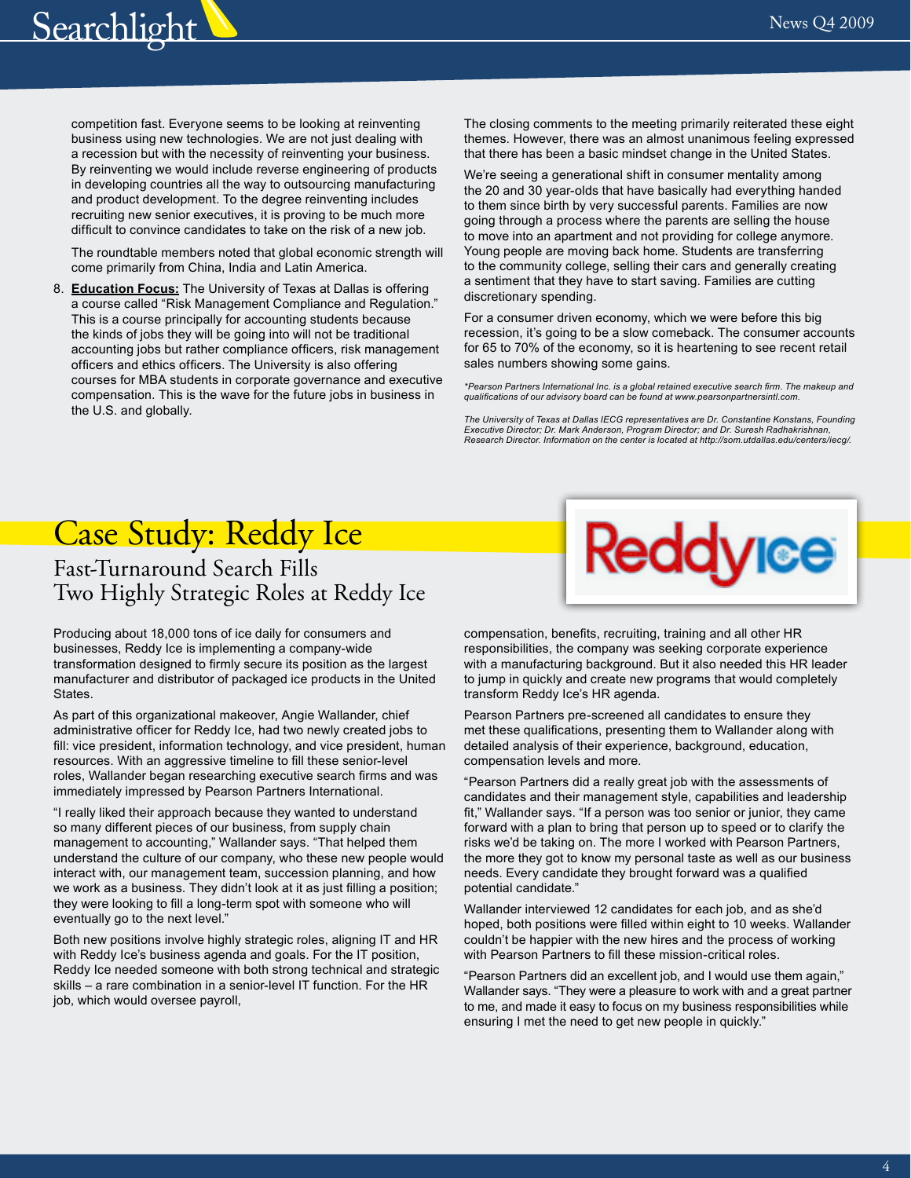competition fast. Everyone seems to be looking at reinventing business using new technologies. We are not just dealing with a recession but with the necessity of reinventing your business. By reinventing we would include reverse engineering of products in developing countries all the way to outsourcing manufacturing and product development. To the degree reinventing includes recruiting new senior executives, it is proving to be much more difficult to convince candidates to take on the risk of a new job.

The roundtable members noted that global economic strength will come primarily from China, India and Latin America.

8. **Education Focus:** The University of Texas at Dallas is offering a course called "Risk Management Compliance and Regulation." This is a course principally for accounting students because the kinds of jobs they will be going into will not be traditional accounting jobs but rather compliance officers, risk management officers and ethics officers. The University is also offering courses for MBA students in corporate governance and executive compensation. This is the wave for the future jobs in business in the U.S. and globally.

The closing comments to the meeting primarily reiterated these eight themes. However, there was an almost unanimous feeling expressed that there has been a basic mindset change in the United States.

We're seeing a generational shift in consumer mentality among the 20 and 30 year-olds that have basically had everything handed to them since birth by very successful parents. Families are now going through a process where the parents are selling the house to move into an apartment and not providing for college anymore. Young people are moving back home. Students are transferring to the community college, selling their cars and generally creating a sentiment that they have to start saving. Families are cutting discretionary spending.

For a consumer driven economy, which we were before this big recession, it's going to be a slow comeback. The consumer accounts for 65 to 70% of the economy, so it is heartening to see recent retail sales numbers showing some gains.

*\*Pearson Partners International Inc. is a global retained executive search firm. The makeup and qualifications of our advisory board can be found at www.pearsonpartnersintl.com.*

*The University of Texas at Dallas IECG representatives are Dr. Constantine Konstans, Founding Executive Director; Dr. Mark Anderson, Program Director; and Dr. Suresh Radhakrishnan, Research Director. Information on the center is located at http://som.utdallas.edu/centers/iecg/.*

# Case Study: Reddy Ice

## Fast-Turnaround Search Fills Two Highly Strategic Roles at Reddy Ice

Producing about 18,000 tons of ice daily for consumers and businesses, Reddy Ice is implementing a company-wide transformation designed to firmly secure its position as the largest manufacturer and distributor of packaged ice products in the United States.

As part of this organizational makeover, Angie Wallander, chief administrative officer for Reddy Ice, had two newly created jobs to fill: vice president, information technology, and vice president, human resources. With an aggressive timeline to fill these senior-level roles, Wallander began researching executive search firms and was immediately impressed by Pearson Partners International.

"I really liked their approach because they wanted to understand so many different pieces of our business, from supply chain management to accounting," Wallander says. "That helped them understand the culture of our company, who these new people would interact with, our management team, succession planning, and how we work as a business. They didn't look at it as just filling a position; they were looking to fill a long-term spot with someone who will eventually go to the next level."

Both new positions involve highly strategic roles, aligning IT and HR with Reddy Ice's business agenda and goals. For the IT position, Reddy Ice needed someone with both strong technical and strategic skills – a rare combination in a senior-level IT function. For the HR job, which would oversee payroll, compensation, benefits, recruiting, training and all other HR responsibilities, the company was seeking corporate experience with a manufacturing background. But it also needed this HR leader to jump in quickly and create new programs that would completely transform Reddy Ice's HR agenda.

Pearson Partners pre-screened all candidates to ensure they met these qualifications, presenting them to Wallander along with detailed analysis of their experience, background, education, compensation levels and more.

"Pearson Partners did a really great job with the assessments of candidates and their management style, capabilities and leadership fit," Wallander says. "If a person was too senior or junior, they came forward with a plan to bring that person up to speed or to clarify the risks we'd be taking on. The more I worked with Pearson Partners, the more they got to know my personal taste as well as our business needs. Every candidate they brought forward was a qualified potential candidate."

Wallander interviewed 12 candidates for each job, and as she'd hoped, both positions were filled within eight to 10 weeks. Wallander couldn't be happier with the new hires and the process of working with Pearson Partners to fill these mission-critical roles.

"Pearson Partners did an excellent job, and I would use them again," Wallander says. "They were a pleasure to work with and a great partner to me, and made it easy to focus on my business responsibilities while ensuring I met the need to get new people in quickly."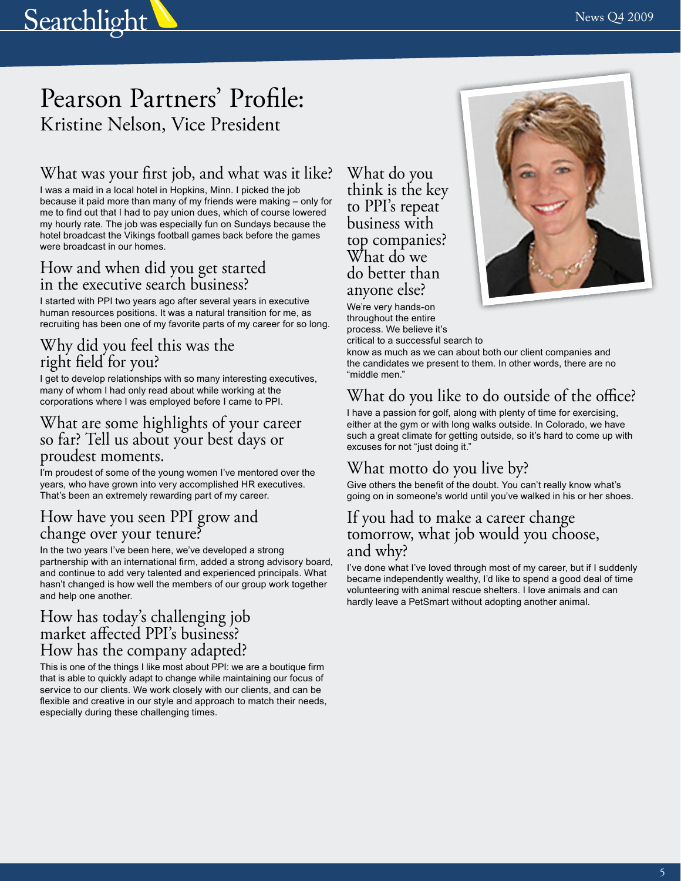# Pearson Partners' Profile:

## Kristine Nelson, Vice President

### What was your first job, and what was it like?

I was a maid in a local hotel in Hopkins, Minn. I picked the job because it paid more than many of my friends were making – only for me to find out that I had to pay union dues, which of course lowered my hourly rate. The job was especially fun on Sundays because the hotel broadcast the Vikings football games back before the games were broadcast in our homes.

### How and when did you get started in the executive search business?

I started with PPI two years ago after several years in executive human resources positions. It was a natural transition for me, as recruiting has been one of my favorite parts of my career for so long.

### Why did you feel this was the right field for you?

I get to develop relationships with so many interesting executives, many of whom I had only read about while working at the corporations where I was employed before I came to PPI.

### What are some highlights of your career so far? Tell us about your best days or proudest moments.

I'm proudest of some of the young women I've mentored over the years, who have grown into very accomplished HR executives. That's been an extremely rewarding part of my career.

### How have you seen PPI grow and change over your tenure?

In the two years I've been here, we've developed a strong partnership with an international firm, added a strong advisory board, and continue to add very talented and experienced principals. What hasn't changed is how well the members of our group work together and help one another.

### How has today's challenging job market affected PPI's business? How has the company adapted?

This is one of the things I like most about PPI: we are a boutique firm that is able to quickly adapt to change while maintaining our focus of service to our clients. We work closely with our clients, and can be flexible and creative in our style and approach to match their needs, especially during these challenging times.

### What do you think is the key to PPI's repeat business with top companies? What do we do better than anyone else?

We're very hands-on throughout the entire process. We believe it's critical to a successful search to know as much as we can about both our client companies and the candidates we present to them. In other words, there are no "middle men."

### What do you like to do outside of the office?

I have a passion for golf, along with plenty of time for exercising, either at the gym or with long walks outside. In Colorado, we have such a great climate for getting outside, so it's hard to come up with excuses for not "just doing it."

### What motto do you live by?

Give others the benefit of the doubt. You can't really know what's going on in someone's world until you've walked in his or her shoes.

### If you had to make a career change tomorrow, what job would you choose, and why?

I've done what I've loved through most of my career, but if I suddenly became independently wealthy, I'd like to spend a good deal of time volunteering with animal rescue shelters. I love animals and can hardly leave a PetSmart without adopting another animal.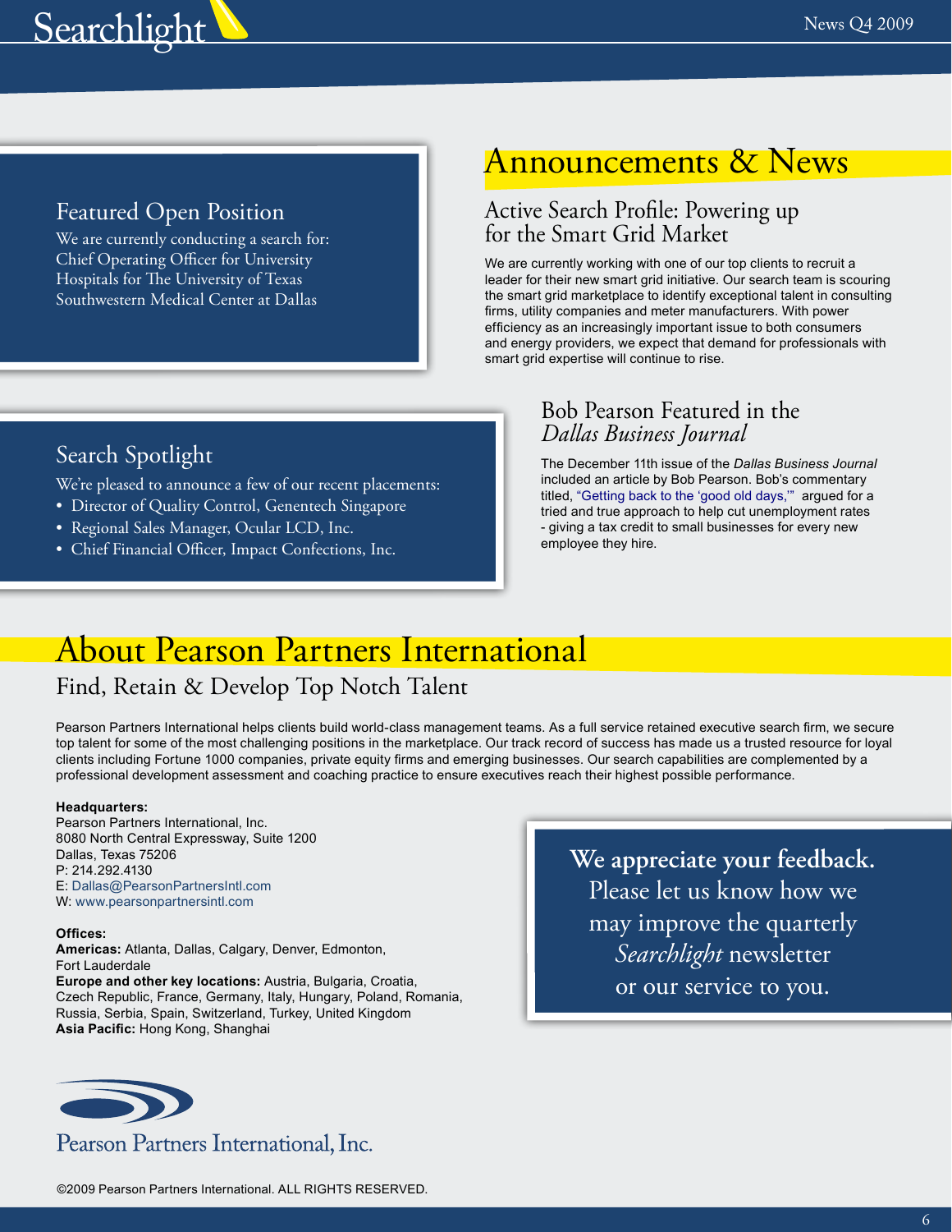## Featured Open Position

We are currently conducting a search for: Chief Operating Officer for University Hospitals for The University of Texas Southwestern Medical Center at Dallas

## Search Spotlight

We're pleased to announce a few of our recent placements:

- Director of Quality Control, Genentech Singapore
- Regional Sales Manager, Ocular LCD, Inc.
- Chief Financial Officer, Impact Confections, Inc.

# Announcements & News

### Active Search Profile: Powering up for the Smart Grid Market

We are currently working with one of our top clients to recruit a leader for their new smart grid initiative. Our search team is scouring the smart grid marketplace to identify exceptional talent in consulting firms, utility companies and meter manufacturers. With power efficiency as an increasingly important issue to both consumers and energy providers, we expect that demand for professionals with smart grid expertise will continue to rise.

### Bob Pearson Featured in the *Dallas Business Journal*

The December 11th issue of the *Dallas Business Journal* included an article by Bob Pearson. Bob's commentary titled, "Getting back to the 'good old days,'" argued for a tried and true approach to help cut unemployment rates - giving a tax credit to small businesses for every new employee they hire.

# About Pearson Partners International

## Find, Retain & Develop Top Notch Talent

Pearson Partners International helps clients build world-class management teams. As a full service retained executive search firm, we secure top talent for some of the most challenging positions in the marketplace. Our track record of success has made us a trusted resource for loyal clients including Fortune 1000 companies, private equity firms and emerging businesses. Our search capabilities are complemented by a professional development assessment and coaching practice to ensure executives reach their highest possible performance.

**Headquarters:**
Pearson Partners International, Inc.
8080 North Central Expressway, Suite 1200
Dallas, Texas 75206
P: 214.292.4130
E: Dallas@PearsonPartnersIntl.com
W: www.pearsonpartnersintl.com

**Offices:**
**Americas:** Atlanta, Dallas, Calgary, Denver, Edmonton, Fort Lauderdale
**Europe and other key locations:** Austria, Bulgaria, Croatia, Czech Republic, France, Germany, Italy, Hungary, Poland, Romania, Russia, Serbia, Spain, Switzerland, Turkey, United Kingdom
**Asia Pacific:** Hong Kong, Shanghai

**We appreciate your feedback.** Please let us know how we may improve the quarterly *Searchlight* newsletter or our service to you.

Pearson Partners International, Inc.

©2009 Pearson Partners International. ALL RIGHTS RESERVED.